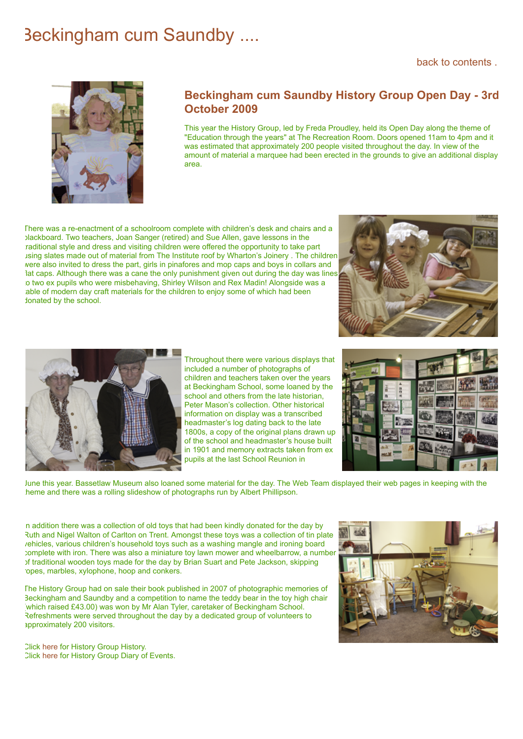# Beckingham cum Saundby ....

back to contents .

## Beckingham cum Saundby History Group Open Day - 3rd October 2009

This year the History Group, led by Freda Proudley, held its Open Day along the theme of "Education through the years" at The Recreation Room. Doors opened 11am to 4pm and it was estimated that approximately 200 people visited throughout the day. In view of the amount of material a marquee had been erected in the grounds to give an additional display area.

There was a re-enactment of a schoolroom complete with children's desk and chairs and a blackboard. Two teachers, Joan Sanger (retired) and Sue Allen, gave lessons in the traditional style and dress and visiting children were offered the opportunity to take part using slates made out of material from The Institute roof by Wharton's Joinery . The children were also invited to dress the part, girls in pinafores and mop caps and boys in collars and flat caps. Although there was a cane the only punishment given out during the day was lines to two ex pupils who were misbehaving, Shirley Wilson and Rex Madin! Alongside was a table of modern day craft materials for the children to enjoy some of which had been donated by the school.

Throughout there were various displays that included a number of photographs of children and teachers taken over the years at Beckingham School, some loaned by the school and others from the late historian, Peter Mason's collection. Other historical information on display was a transcribed headmaster's log dating back to the late 1800s, a copy of the original plans drawn up of the school and headmaster's house built in 1901 and memory extracts taken from ex pupils at the last School Reunion in June this year. Bassetlaw Museum also loaned some material for the day. The Web Team displayed their web pages in keeping with the theme and there was a rolling slideshow of photographs run by Albert Phillipson.

In addition there was a collection of old toys that had been kindly donated for the day by Ruth and Nigel Walton of Carlton on Trent. Amongst these toys was a collection of tin plate vehicles, various children's household toys such as a washing mangle and ironing board complete with iron. There was also a miniature toy lawn mower and wheelbarrow, a number of traditional wooden toys made for the day by Brian Suart and Pete Jackson, skipping ropes, marbles, xylophone, hoop and conkers.

The History Group had on sale their book published in 2007 of photographic memories of Beckingham and Saundby and a competition to name the teddy bear in the toy high chair (which raised £43.00) was won by Mr Alan Tyler, caretaker of Beckingham School. Refreshments were served throughout the day by a dedicated group of volunteers to approximately 200 visitors.

Click here for History Group History.
Click here for History Group Diary of Events.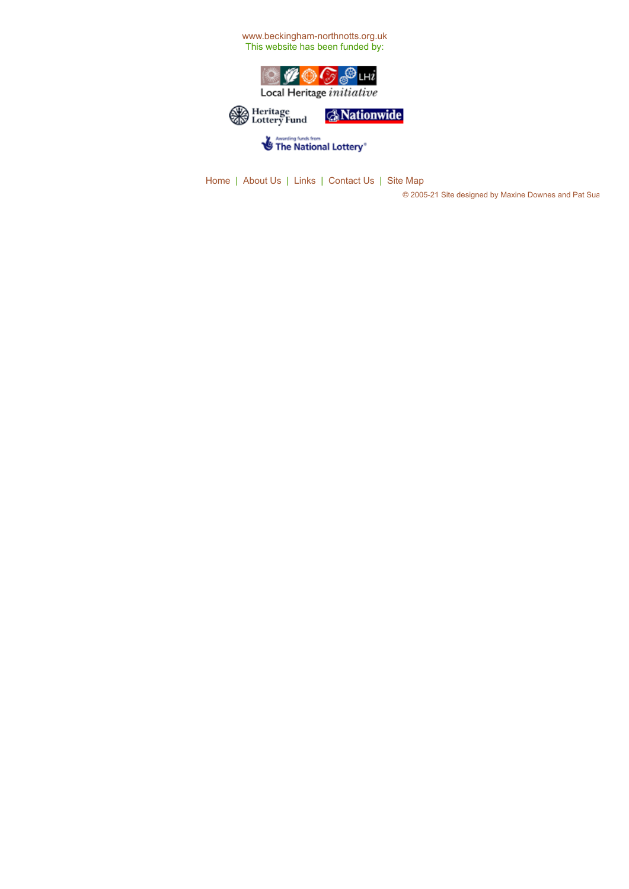www.beckingham-northnotts.org.uk
This website has been funded by:

Local Heritage *initiative*

Heritage Lottery Fund

Nationwide

Awarding funds from The National Lottery®

Home | About Us | Links | Contact Us | Site Map

© 2005-21 Site designed by Maxine Downes and Pat Sua